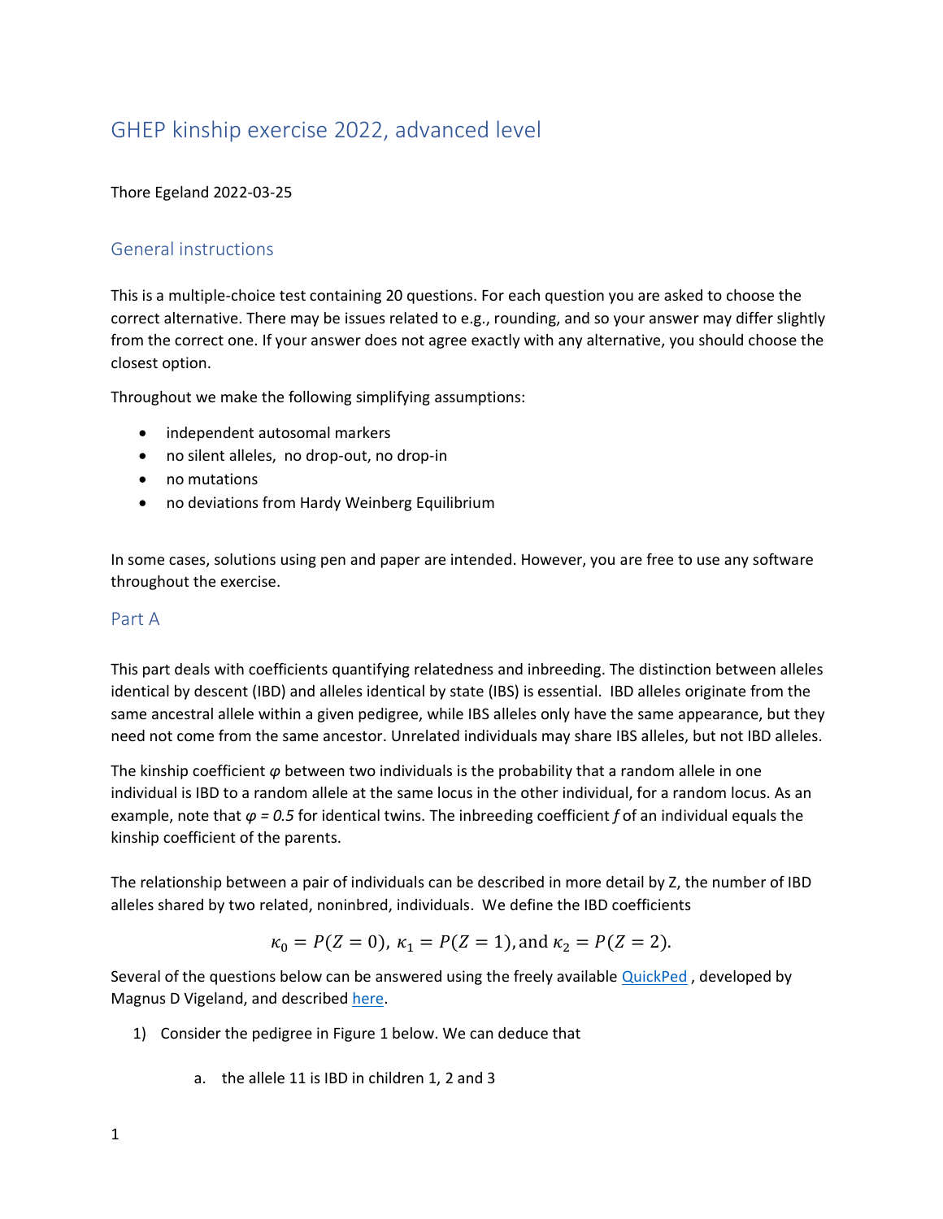# GHEP kinship exercise 2022, advanced level

Thore Egeland 2022-03-25

## General instructions

This is a multiple-choice test containing 20 questions. For each question you are asked to choose the correct alternative. There may be issues related to e.g., rounding, and so your answer may differ slightly from the correct one. If your answer does not agree exactly with any alternative, you should choose the closest option.

Throughout we make the following simplifying assumptions:

- independent autosomal markers
- no silent alleles, no drop-out, no drop-in
- no mutations
- no deviations from Hardy Weinberg Equilibrium

In some cases, solutions using pen and paper are intended. However, you are free to use any software throughout the exercise.

## Part A

This part deals with coefficients quantifying relatedness and inbreeding. The distinction between alleles identical by descent (IBD) and alleles identical by state (IBS) is essential. IBD alleles originate from the same ancestral allele within a given pedigree, while IBS alleles only have the same appearance, but they need not come from the same ancestor. Unrelated individuals may share IBS alleles, but not IBD alleles.

The kinship coefficient $\varphi$ between two individuals is the probability that a random allele in one individual is IBD to a random allele at the same locus in the other individual, for a random locus. As an example, note that $\varphi = 0.5$ for identical twins. The inbreeding coefficient $f$ of an individual equals the kinship coefficient of the parents.

The relationship between a pair of individuals can be described in more detail by Z, the number of IBD alleles shared by two related, noninbred, individuals. We define the IBD coefficients

$$\kappa_0 = P(Z = 0),\ \kappa_1 = P(Z = 1), \text{and } \kappa_2 = P(Z = 2).$$

Several of the questions below can be answered using the freely available QuickPed, developed by Magnus D Vigeland, and described here.

1) Consider the pedigree in Figure 1 below. We can deduce that

    a. the allele 11 is IBD in children 1, 2 and 3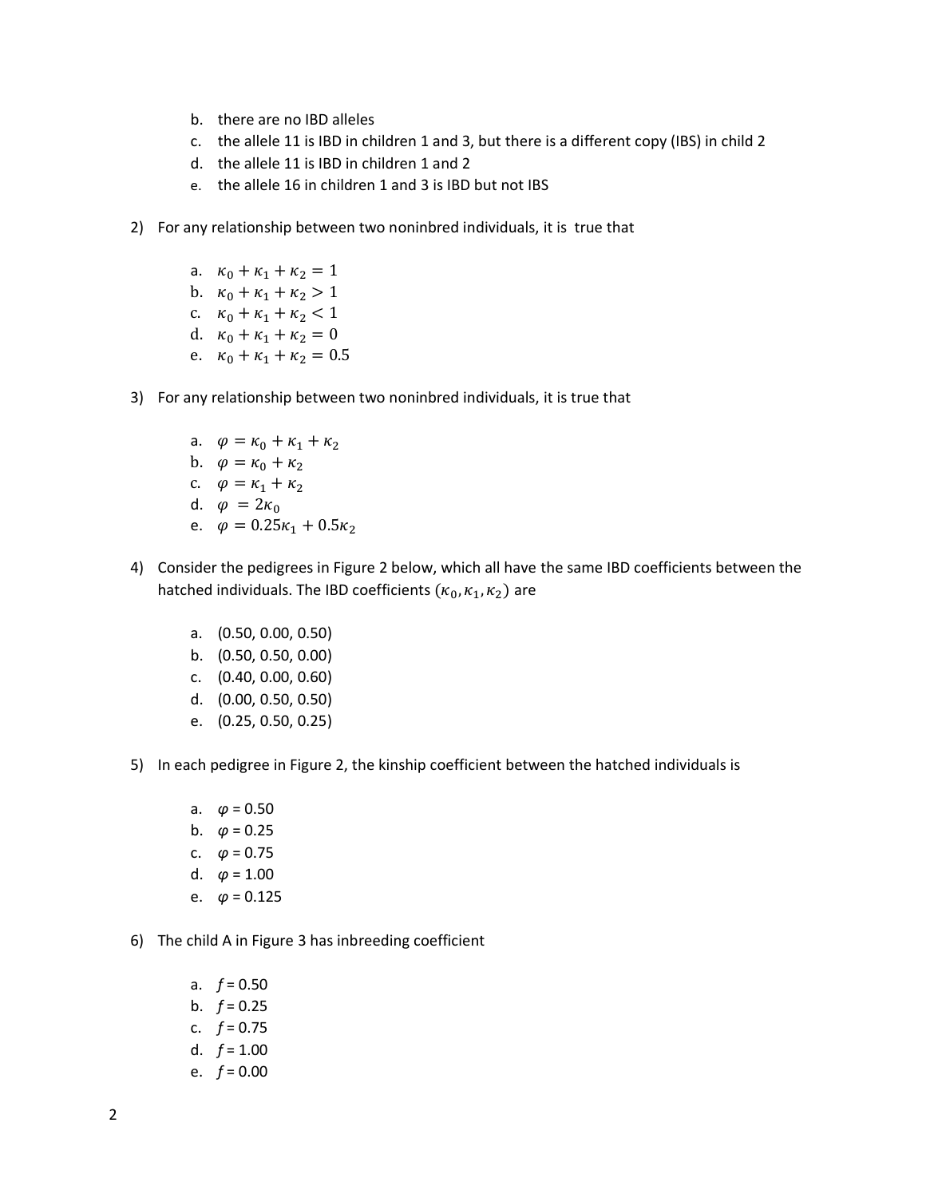b. there are no IBD alleles
c. the allele 11 is IBD in children 1 and 3, but there is a different copy (IBS) in child 2
d. the allele 11 is IBD in children 1 and 2
e. the allele 16 in children 1 and 3 is IBD but not IBS

2) For any relationship between two noninbred individuals, it is true that

a. $\kappa_0 + \kappa_1 + \kappa_2 = 1$
b. $\kappa_0 + \kappa_1 + \kappa_2 > 1$
c. $\kappa_0 + \kappa_1 + \kappa_2 < 1$
d. $\kappa_0 + \kappa_1 + \kappa_2 = 0$
e. $\kappa_0 + \kappa_1 + \kappa_2 = 0.5$

3) For any relationship between two noninbred individuals, it is true that

a. $\varphi = \kappa_0 + \kappa_1 + \kappa_2$
b. $\varphi = \kappa_0 + \kappa_2$
c. $\varphi = \kappa_1 + \kappa_2$
d. $\varphi = 2\kappa_0$
e. $\varphi = 0.25\kappa_1 + 0.5\kappa_2$

4) Consider the pedigrees in Figure 2 below, which all have the same IBD coefficients between the hatched individuals. The IBD coefficients $(\kappa_0, \kappa_1, \kappa_2)$ are

a. (0.50, 0.00, 0.50)
b. (0.50, 0.50, 0.00)
c. (0.40, 0.00, 0.60)
d. (0.00, 0.50, 0.50)
e. (0.25, 0.50, 0.25)

5) In each pedigree in Figure 2, the kinship coefficient between the hatched individuals is

a. $\varphi$ = 0.50
b. $\varphi$ = 0.25
c. $\varphi$ = 0.75
d. $\varphi$ = 1.00
e. $\varphi$ = 0.125

6) The child A in Figure 3 has inbreeding coefficient

a. $f$ = 0.50
b. $f$ = 0.25
c. $f$ = 0.75
d. $f$ = 1.00
e. $f$ = 0.00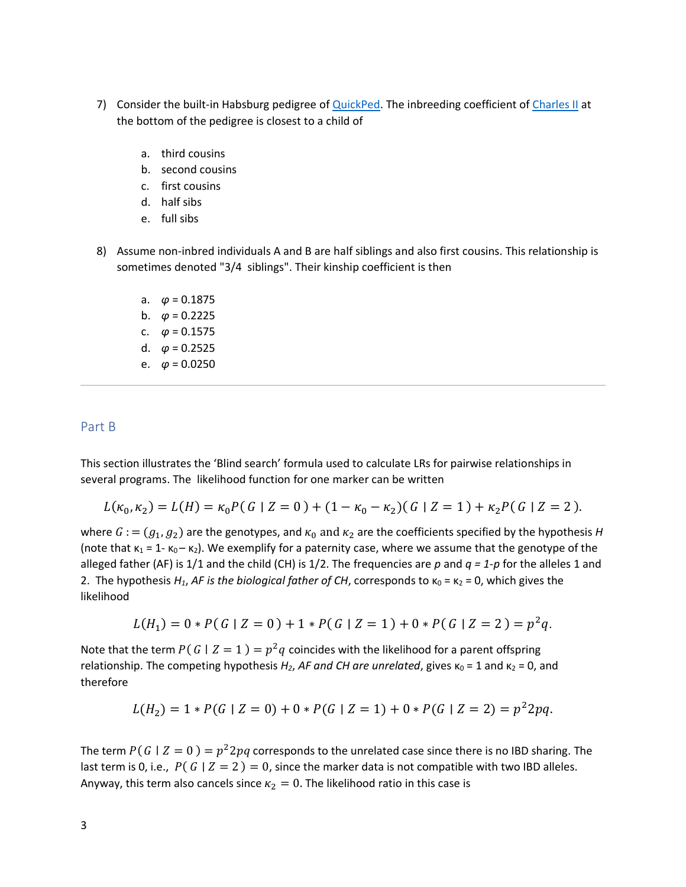7) Consider the built-in Habsburg pedigree of QuickPed. The inbreeding coefficient of Charles II at the bottom of the pedigree is closest to a child of

   a. third cousins
   b. second cousins
   c. first cousins
   d. half sibs
   e. full sibs

8) Assume non-inbred individuals A and B are half siblings and also first cousins. This relationship is sometimes denoted "3/4 siblings". Their kinship coefficient is then

   a. $\varphi = 0.1875$
   b. $\varphi = 0.2225$
   c. $\varphi = 0.1575$
   d. $\varphi = 0.2525$
   e. $\varphi = 0.0250$

---

## Part B

This section illustrates the 'Blind search' formula used to calculate LRs for pairwise relationships in several programs. The likelihood function for one marker can be written

$$L(\kappa_0, \kappa_2) = L(H) = \kappa_0 P(\, G \mid Z = 0\,) + (1 - \kappa_0 - \kappa_2)(\, G \mid Z = 1\,) + \kappa_2 P(\, G \mid Z = 2\,).$$

where $G := (g_1, g_2)$ are the genotypes, and $\kappa_0$ and $\kappa_2$ are the coefficients specified by the hypothesis $H$ (note that $\kappa_1 = 1 - \kappa_0 - \kappa_2$). We exemplify for a paternity case, where we assume that the genotype of the alleged father (AF) is 1/1 and the child (CH) is 1/2. The frequencies are $p$ and $q = 1-p$ for the alleles 1 and 2. The hypothesis $H_1$, *AF is the biological father of CH*, corresponds to $\kappa_0 = \kappa_2 = 0$, which gives the likelihood

$$L(H_1) = 0 * P(\, G \mid Z = 0\,) + 1 * P(\, G \mid Z = 1\,) + 0 * P(\, G \mid Z = 2\,) = p^2 q.$$

Note that the term $P(\, G \mid Z = 1\,) = p^2 q$ coincides with the likelihood for a parent offspring relationship. The competing hypothesis $H_2$, *AF and CH are unrelated*, gives $\kappa_0 = 1$ and $\kappa_2 = 0$, and therefore

$$L(H_2) = 1 * P(G \mid Z = 0) + 0 * P(G \mid Z = 1) + 0 * P(G \mid Z = 2) = p^2 2pq.$$

The term $P(\, G \mid Z = 0\,) = p^2 2pq$ corresponds to the unrelated case since there is no IBD sharing. The last term is 0, i.e., $P(\, G \mid Z = 2\,) = 0$, since the marker data is not compatible with two IBD alleles. Anyway, this term also cancels since $\kappa_2 = 0$. The likelihood ratio in this case is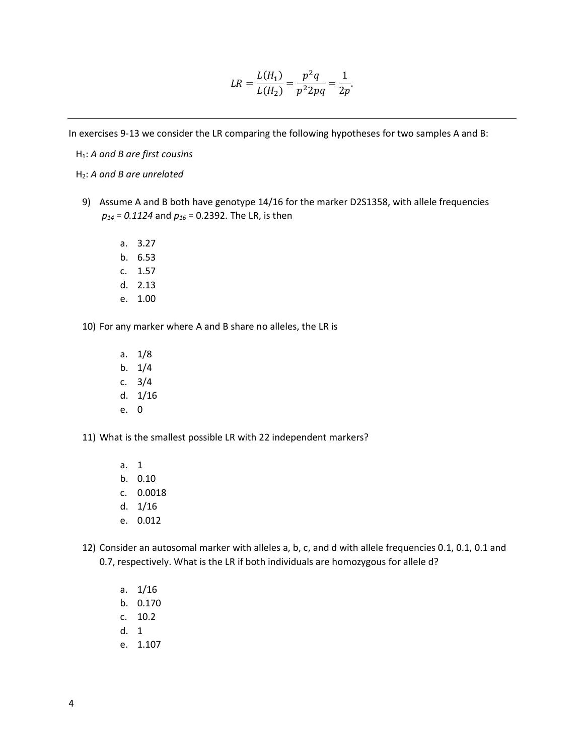$$LR = \frac{L(H_1)}{L(H_2)} = \frac{p^2 q}{p^2 2pq} = \frac{1}{2p}.$$

---

In exercises 9-13 we consider the LR comparing the following hypotheses for two samples A and B:

$H_1$: *A and B are first cousins*

$H_2$: *A and B are unrelated*

9) Assume A and B both have genotype 14/16 for the marker D2S1358, with allele frequencies $p_{14} = 0.1124$ and $p_{16} = 0.2392$. The LR, is then

   a. 3.27
   b. 6.53
   c. 1.57
   d. 2.13
   e. 1.00

10) For any marker where A and B share no alleles, the LR is

   a. 1/8
   b. 1/4
   c. 3/4
   d. 1/16
   e. 0

11) What is the smallest possible LR with 22 independent markers?

   a. 1
   b. 0.10
   c. 0.0018
   d. 1/16
   e. 0.012

12) Consider an autosomal marker with alleles a, b, c, and d with allele frequencies 0.1, 0.1, 0.1 and 0.7, respectively. What is the LR if both individuals are homozygous for allele d?

   a. 1/16
   b. 0.170
   c. 10.2
   d. 1
   e. 1.107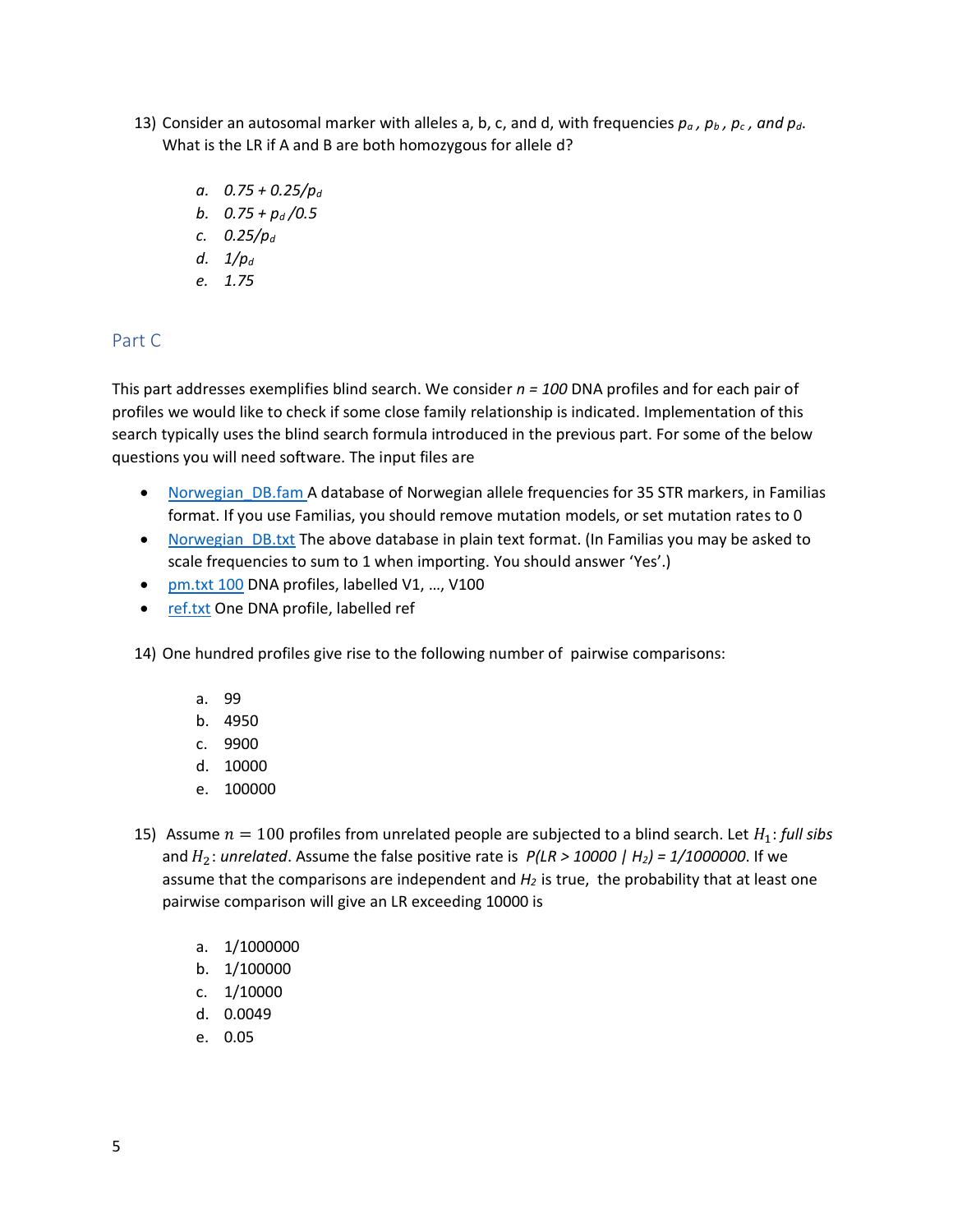13) Consider an autosomal marker with alleles a, b, c, and d, with frequencies $p_a$, $p_b$, $p_c$, and $p_d$. What is the LR if A and B are both homozygous for allele d?

   a. $0.75 + 0.25/p_d$
   b. $0.75 + p_d/0.5$
   c. $0.25/p_d$
   d. $1/p_d$
   e. $1.75$

## Part C

This part addresses exemplifies blind search. We consider $n = 100$ DNA profiles and for each pair of profiles we would like to check if some close family relationship is indicated. Implementation of this search typically uses the blind search formula introduced in the previous part. For some of the below questions you will need software. The input files are

- Norwegian_DB.fam A database of Norwegian allele frequencies for 35 STR markers, in Familias format. If you use Familias, you should remove mutation models, or set mutation rates to 0
- Norwegian_DB.txt The above database in plain text format. (In Familias you may be asked to scale frequencies to sum to 1 when importing. You should answer 'Yes'.)
- pm.txt 100 DNA profiles, labelled V1, …, V100
- ref.txt One DNA profile, labelled ref

14) One hundred profiles give rise to the following number of pairwise comparisons:

   a. 99
   b. 4950
   c. 9900
   d. 10000
   e. 100000

15) Assume $n = 100$ profiles from unrelated people are subjected to a blind search. Let $H_1$: *full sibs* and $H_2$: *unrelated*. Assume the false positive rate is $P(LR > 10000 \mid H_2) = 1/1000000$. If we assume that the comparisons are independent and $H_2$ is true, the probability that at least one pairwise comparison will give an LR exceeding 10000 is

   a. 1/1000000
   b. 1/100000
   c. 1/10000
   d. 0.0049
   e. 0.05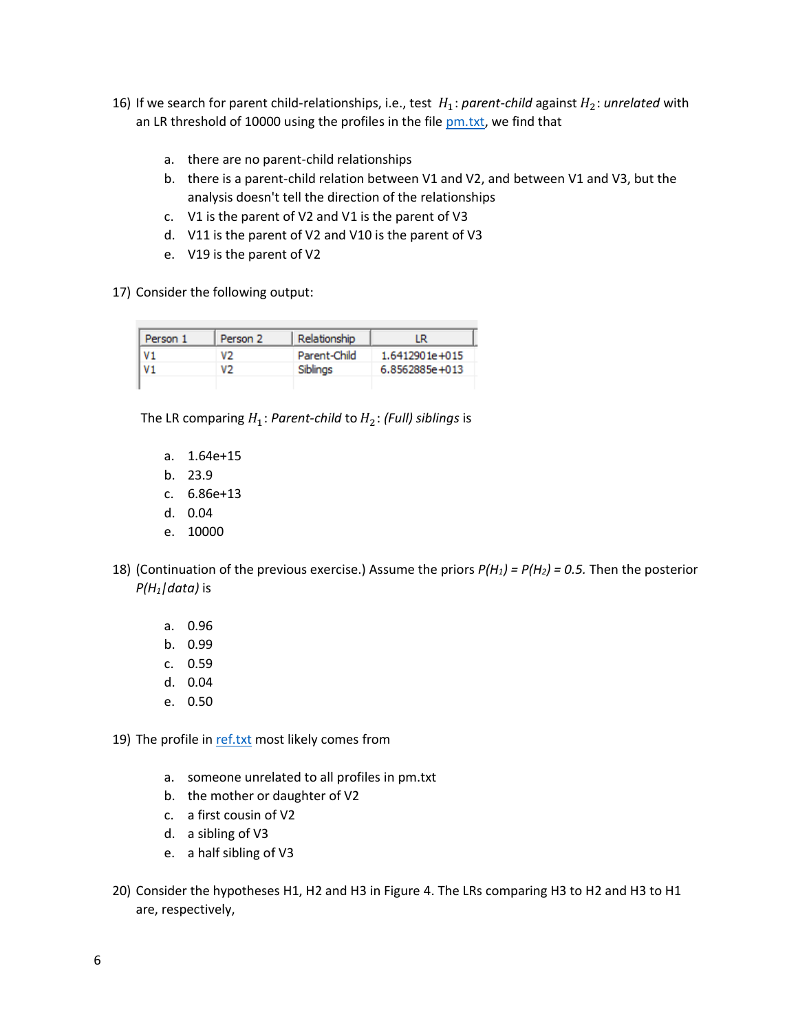16) If we search for parent child-relationships, i.e., test $H_1$: *parent-child* against $H_2$: *unrelated* with an LR threshold of 10000 using the profiles in the file [pm.txt](pm.txt), we find that

   a. there are no parent-child relationships
   b. there is a parent-child relation between V1 and V2, and between V1 and V3, but the analysis doesn't tell the direction of the relationships
   c. V1 is the parent of V2 and V1 is the parent of V3
   d. V11 is the parent of V2 and V10 is the parent of V3
   e. V19 is the parent of V2

17) Consider the following output:

| Person 1 | Person 2 | Relationship | LR |
|---|---|---|---|
| V1 | V2 | Parent-Child | 1.6412901e+015 |
| V1 | V2 | Siblings | 6.8562885e+013 |

   The LR comparing $H_1$: *Parent-child* to $H_2$: *(Full) siblings* is

   a. 1.64e+15
   b. 23.9
   c. 6.86e+13
   d. 0.04
   e. 10000

18) (Continuation of the previous exercise.) Assume the priors *P(H₁) = P(H₂) = 0.5.* Then the posterior *P(H₁|data)* is

   a. 0.96
   b. 0.99
   c. 0.59
   d. 0.04
   e. 0.50

19) The profile in [ref.txt](ref.txt) most likely comes from

   a. someone unrelated to all profiles in pm.txt
   b. the mother or daughter of V2
   c. a first cousin of V2
   d. a sibling of V3
   e. a half sibling of V3

20) Consider the hypotheses H1, H2 and H3 in Figure 4. The LRs comparing H3 to H2 and H3 to H1 are, respectively,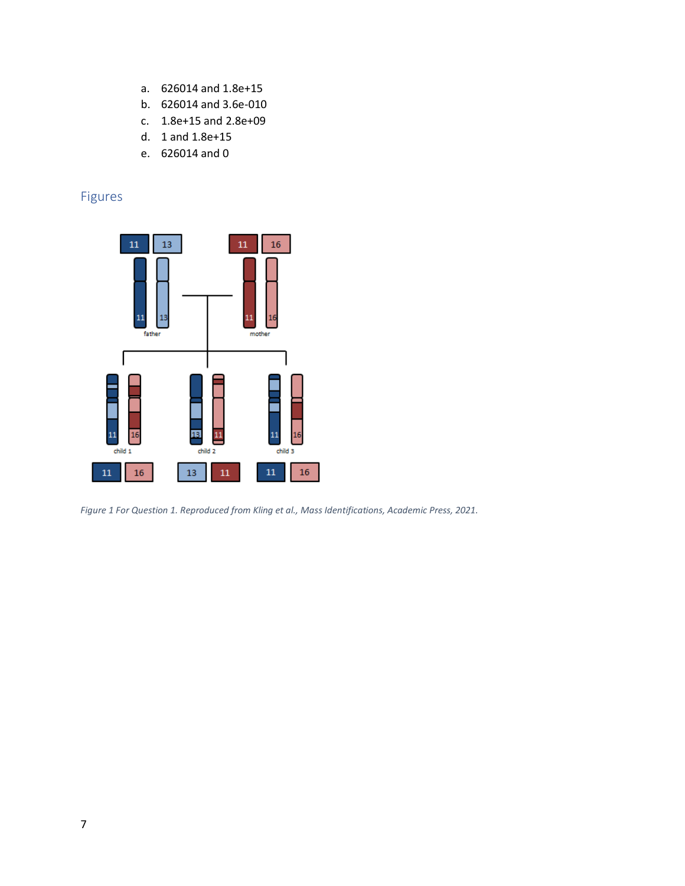a. 626014 and 1.8e+15
b. 626014 and 3.6e-010
c. 1.8e+15 and 2.8e+09
d. 1 and 1.8e+15
e. 626014 and 0

## Figures

*Figure 1 For Question 1. Reproduced from Kling et al., Mass Identifications, Academic Press, 2021.*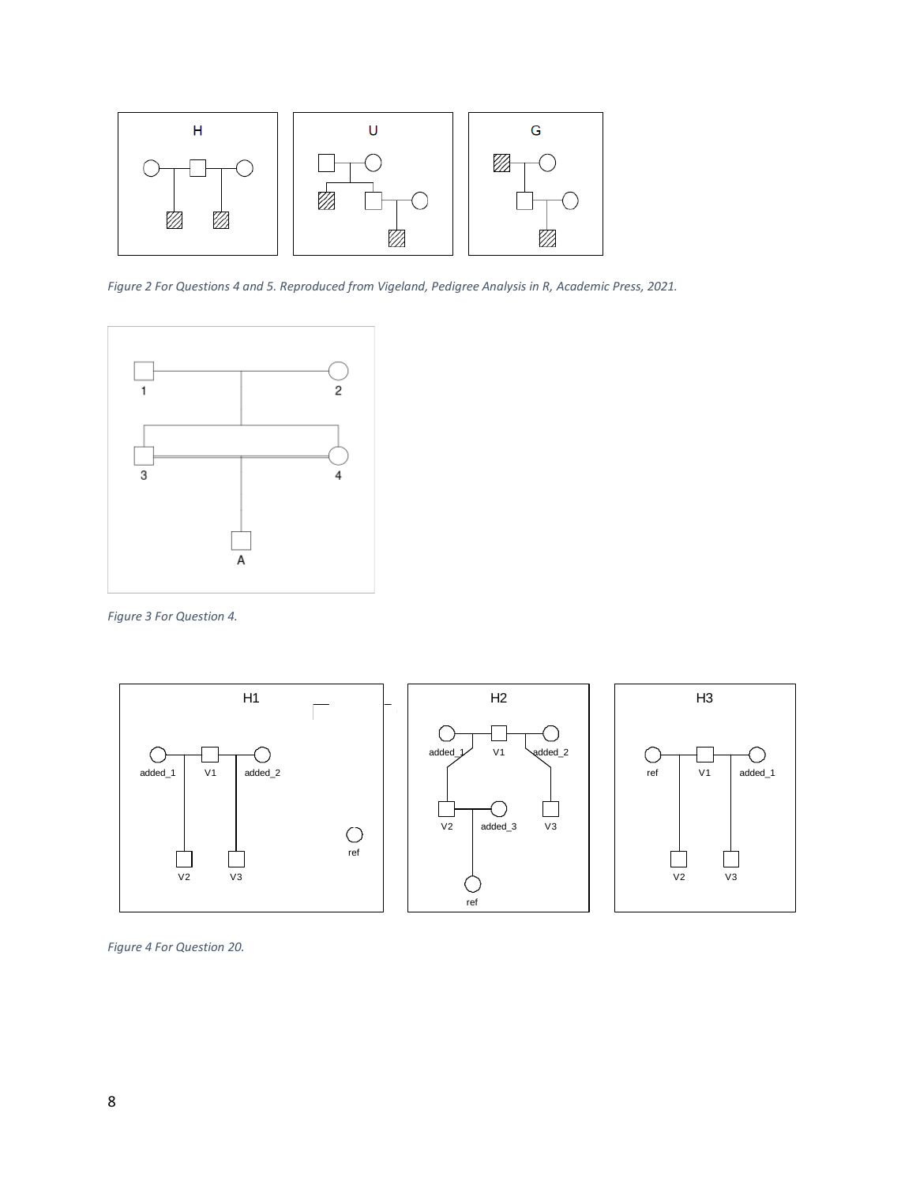H

U

G

*Figure 2 For Questions 4 and 5. Reproduced from Vigeland, Pedigree Analysis in R, Academic Press, 2021.*

1

2

3

4

A

*Figure 3 For Question 4.*

H1

added_1

V1

added_2

V2

V3

ref

H2

added_1

V1

added_2

V2

added_3

V3

ref

H3

ref

V1

added_1

V2

V3

*Figure 4 For Question 20.*